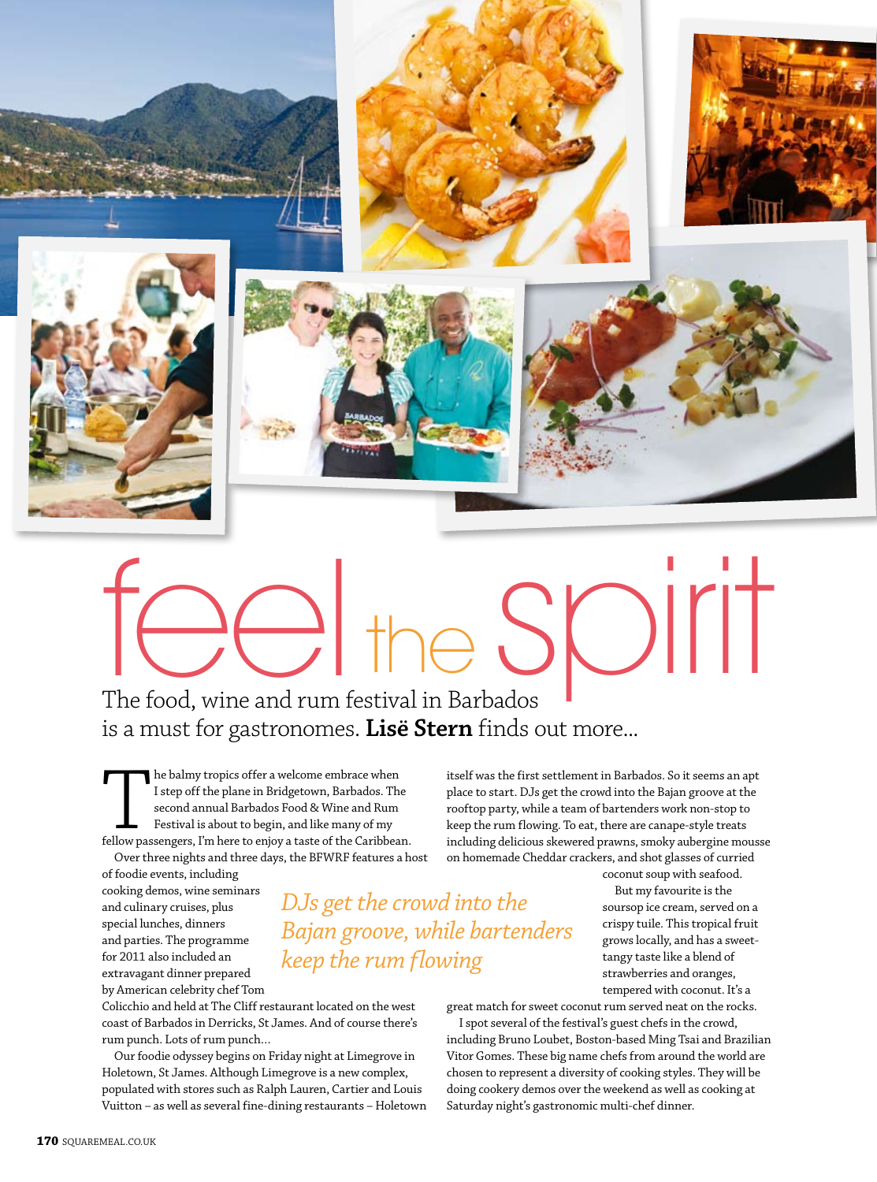# feel the spirit

The food, wine and rum festival in Barbados is a must for gastronomes. **Lisë Stern** finds out more...

The balmy tropics offer a welcome embrace when I step off the plane in Bridgetown, Barbados. The second annual Barbados Food & Wine and Rum Festival is about to begin, and like many of my fellow passengers, I'm here to enjoy a taste of the Caribbean.

Over three nights and three days, the BFWRF features a host of foodie events, including cooking demos, wine seminars and culinary cruises, plus special lunches, dinners and parties. The programme for 2011 also included an extravagant dinner prepared by American celebrity chef Tom Colicchio and held at The Cliff restaurant located on the west coast of Barbados in Derricks, St James. And of course there's rum punch. Lots of rum punch...

Our foodie odyssey begins on Friday night at Limegrove in Holetown, St James. Although Limegrove is a new complex, populated with stores such as Ralph Lauren, Cartier and Louis Vuitton – as well as several fine-dining restaurants – Holetown itself was the first settlement in Barbados. So it seems an apt place to start. DJs get the crowd into the Bajan groove at the rooftop party, while a team of bartenders work non-stop to keep the rum flowing. To eat, there are canape-style treats including delicious skewered prawns, smoky aubergine mousse on homemade Cheddar crackers, and shot glasses of curried coconut soup with seafood.

*DJs get the crowd into the Bajan groove, while bartenders keep the rum flowing*

But my favourite is the soursop ice cream, served on a crispy tuile. This tropical fruit grows locally, and has a sweet-tangy taste like a blend of strawberries and oranges, tempered with coconut. It's a great match for sweet coconut rum served neat on the rocks.

I spot several of the festival's guest chefs in the crowd, including Bruno Loubet, Boston-based Ming Tsai and Brazilian Vitor Gomes. These big name chefs from around the world are chosen to represent a diversity of cooking styles. They will be doing cookery demos over the weekend as well as cooking at Saturday night's gastronomic multi-chef dinner.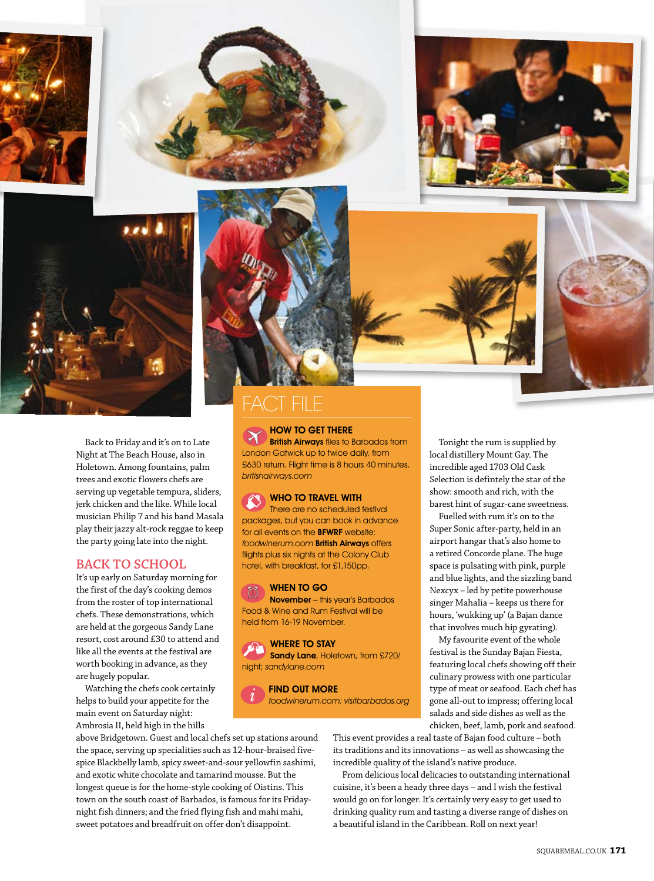Back to Friday and it's on to Late Night at The Beach House, also in Holetown. Among fountains, palm trees and exotic flowers chefs are serving up vegetable tempura, sliders, jerk chicken and the like. While local musician Philip 7 and his band Masala play their jazzy alt-rock reggae to keep the party going late into the night.

## BACK TO SCHOOL

It's up early on Saturday morning for the first of the day's cooking demos from the roster of top international chefs. These demonstrations, which are held at the gorgeous Sandy Lane resort, cost around £30 to attend and like all the events at the festival are worth booking in advance, as they are hugely popular.

Watching the chefs cook certainly helps to build your appetite for the main event on Saturday night: Ambrosia II, held high in the hills above Bridgetown. Guest and local chefs set up stations around the space, serving up specialities such as 12-hour-braised five-spice Blackbelly lamb, spicy sweet-and-sour yellowfin sashimi, and exotic white chocolate and tamarind mousse. But the longest queue is for the home-style cooking of Oistins. This town on the south coast of Barbados, is famous for its Friday-night fish dinners; and the fried flying fish and mahi mahi, sweet potatoes and breadfruit on offer don't disappoint.

Tonight the rum is supplied by local distillery Mount Gay. The incredible aged 1703 Old Cask Selection is defintely the star of the show: smooth and rich, with the barest hint of sugar-cane sweetness.

Fuelled with rum it's on to the Super Sonic after-party, held in an airport hangar that's also home to a retired Concorde plane. The huge space is pulsating with pink, purple and blue lights, and the sizzling band Nexcyx – led by petite powerhouse singer Mahalia – keeps us there for hours, 'wukking up' (a Bajan dance that involves much hip gyrating).

My favourite event of the whole festival is the Sunday Bajan Fiesta, featuring local chefs showing off their culinary prowess with one particular type of meat or seafood. Each chef has gone all-out to impress; offering local salads and side dishes as well as the chicken, beef, lamb, pork and seafood. This event provides a real taste of Bajan food culture – both its traditions and its innovations – as well as showcasing the incredible quality of the island's native produce.

From delicious local delicacies to outstanding international cuisine, it's been a heady three days – and I wish the festival would go on for longer. It's certainly very easy to get used to drinking quality rum and tasting a diverse range of dishes on a beautiful island in the Caribbean. Roll on next year!

## FACT FILE

### HOW TO GET THERE

**British Airways** flies to Barbados from London Gatwick up to twice daily, from £630 return. Flight time is 8 hours 40 minutes. *britishairways.com*

### WHO TO TRAVEL WITH

There are no scheduled festival packages, but you can book in advance for all events on the **BFWRF** website: *foodwinerum.com* **British Airways** offers flights plus six nights at the Colony Club hotel, with breakfast, for £1,150pp.

### WHEN TO GO

**November** – this year's Barbados Food & Wine and Rum Festival will be held from 16-19 November.

### WHERE TO STAY

**Sandy Lane**, Holetown, from £720/ night; *sandylane.com*

### FIND OUT MORE

*foodwinerum.com; visitbarbados.org*